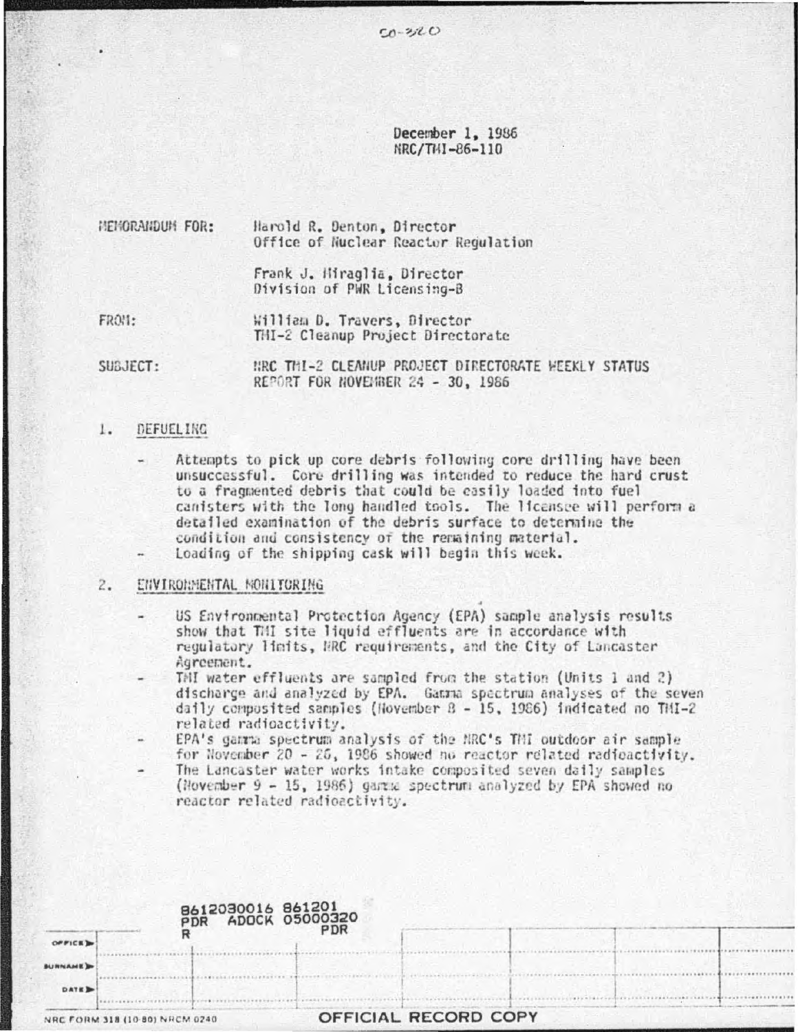50-320

December 1, 1986
NRC/TMI-86-110

MEMORANDUM FOR: Harold R. Denton, Director
Office of Nuclear Reactor Regulation

Frank J. Miraglia, Director
Division of PWR Licensing-B

FROM: William D. Travers, Director
TMI-2 Cleanup Project Directorate

SUBJECT: NRC TMI-2 CLEANUP PROJECT DIRECTORATE WEEKLY STATUS REPORT FOR NOVEMBER 24 - 30, 1986

1. DEFUELING

- Attempts to pick up core debris following core drilling have been unsuccessful. Core drilling was intended to reduce the hard crust to a fragmented debris that could be easily loaded into fuel canisters with the long handled tools. The licensee will perform a detailed examination of the debris surface to determine the condition and consistency of the remaining material.
- Loading of the shipping cask will begin this week.

2. ENVIRONMENTAL MONITORING

- US Environmental Protection Agency (EPA) sample analysis results show that TMI site liquid effluents are in accordance with regulatory limits, NRC requirements, and the City of Lancaster Agreement.
- TMI water effluents are sampled from the station (Units 1 and 2) discharge and analyzed by EPA. Gamma spectrum analyses of the seven daily composited samples (November 8 - 15, 1986) indicated no TMI-2 related radioactivity.
- EPA's gamma spectrum analysis of the NRC's TMI outdoor air sample for November 20 - 26, 1986 showed no reactor related radioactivity.
- The Lancaster water works intake composited seven daily samples (November 9 - 15, 1986) gamma spectrum analyzed by EPA showed no reactor related radioactivity.

8612030016 861201
PDR ADOCK 05000320
R PDR

| OFFICE | | | | | | |
|---|---|---|---|---|---|---|
| SURNAME | | | | | | |
| DATE | | | | | | |

NRC FORM 318 (10-80) NRCM 0240 OFFICIAL RECORD COPY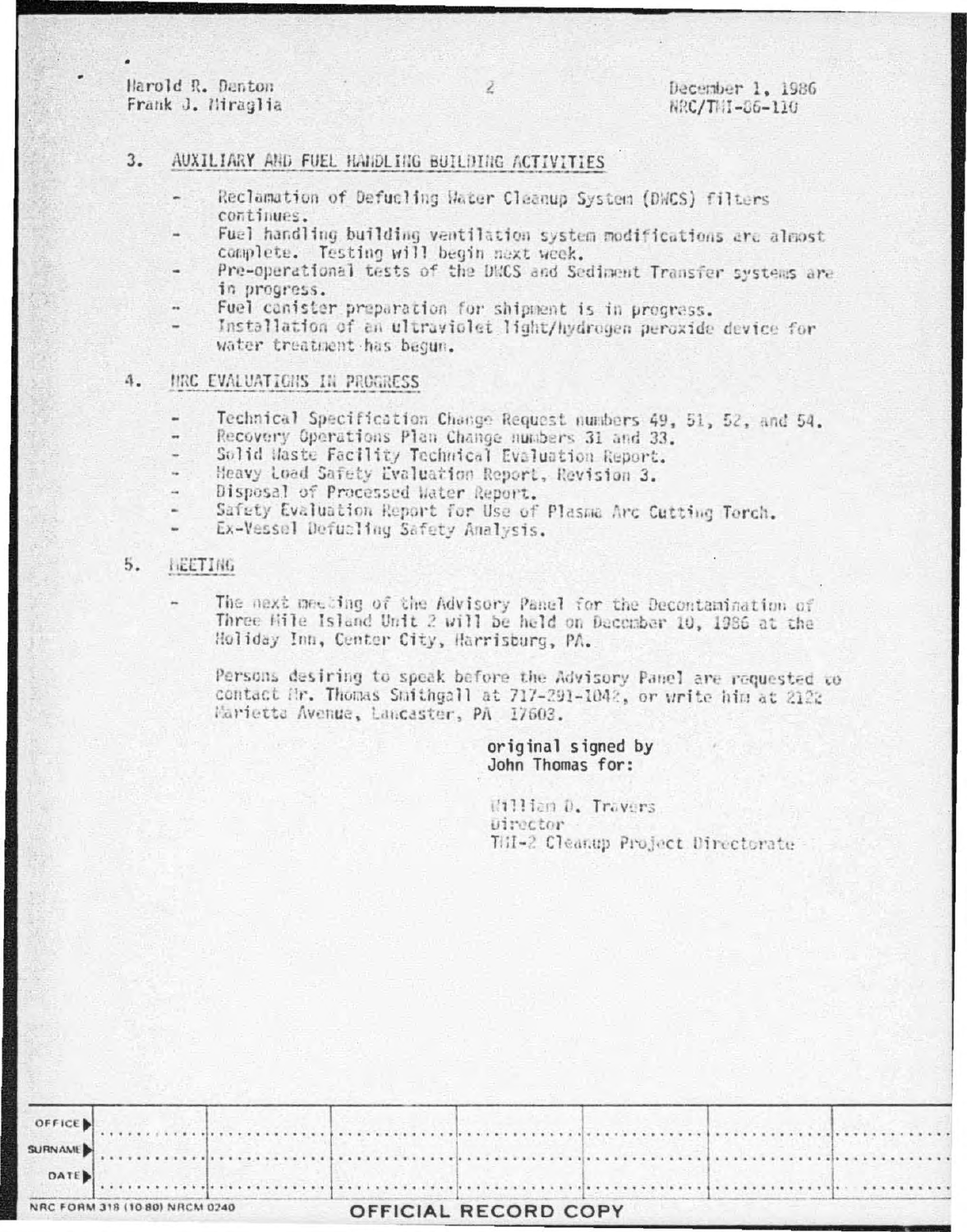Harold R. Denton
Frank J. Miraglia

December 1, 1986
NRC/TMI-86-110

3. AUXILIARY AND FUEL HANDLING BUILDING ACTIVITIES

- Reclamation of Defueling Water Cleanup System (DWCS) filters continues.
- Fuel handling building ventilation system modifications are almost complete. Testing will begin next week.
- Pre-operational tests of the DWCS and Sediment Transfer systems are in progress.
- Fuel canister preparation for shipment is in progress.
- Installation of an ultraviolet light/hydrogen peroxide device for water treatment has begun.

4. NRC EVALUATIONS IN PROGRESS

- Technical Specification Change Request numbers 49, 51, 52, and 54.
- Recovery Operations Plan Change numbers 31 and 33.
- Solid Waste Facility Technical Evaluation Report.
- Heavy Load Safety Evaluation Report, Revision 3.
- Disposal of Processed Water Report.
- Safety Evaluation Report for Use of Plasma Arc Cutting Torch.
- Ex-Vessel Defueling Safety Analysis.

5. MEETING

- The next meeting of the Advisory Panel for the Decontamination of Three Mile Island Unit 2 will be held on December 10, 1986 at the Holiday Inn, Center City, Harrisburg, PA.

  Persons desiring to speak before the Advisory Panel are requested to contact Mr. Thomas Smithgall at 717-291-1042, or write him at 2122 Marietta Avenue, Lancaster, PA 17603.

original signed by
John Thomas for:

William D. Travers
Director
TMI-2 Cleanup Project Directorate

| OFFICE | | | | | | | |
|---|---|---|---|---|---|---|---|
| SURNAME | | | | | | | |
| DATE | | | | | | | |

NRC FORM 318 (10 80) NRCM 0240

OFFICIAL RECORD COPY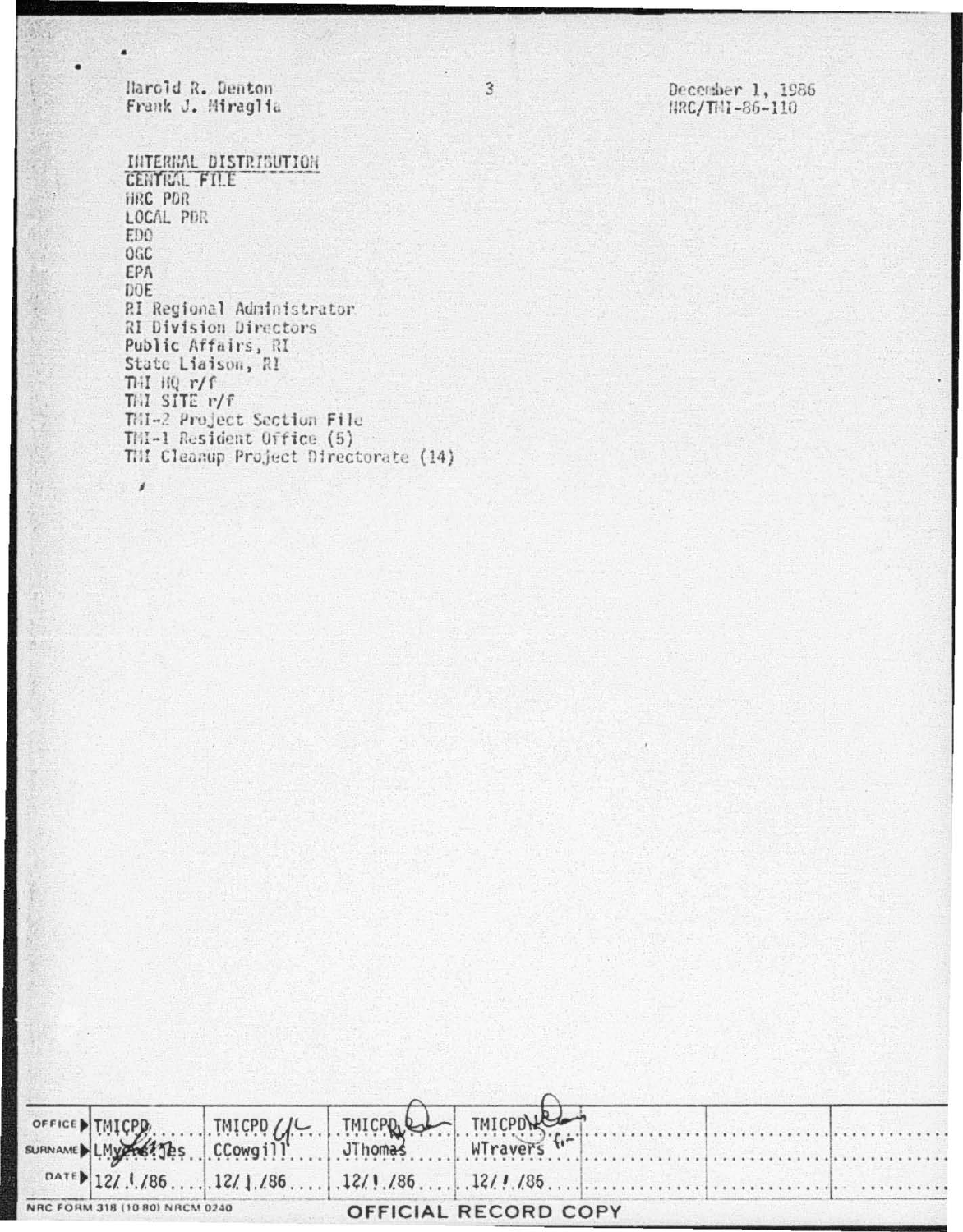Harold R. Denton
Frank J. Miraglia

December 1, 1986
NRC/TMI-86-110

INTERNAL DISTRIBUTION
CENTRAL FILE
NRC PDR
LOCAL PDR
EDO
OGC
EPA
DOE
RI Regional Administrator
RI Division Directors
Public Affairs, RI
State Liaison, RI
TMI HQ r/f
TMI SITE r/f
TMI-2 Project Section File
TMI-1 Resident Office (5)
TMI Cleanup Project Directorate (14)

| | | | | | | | |
|---|---|---|---|---|---|---|---|
| OFFICE | TMICPD | TMICPD | TMICPD | TMICPD | | | |
| SURNAME | LMyers:jes | CCowgill | JThomas | WTravers | | | |
| DATE | 12/1/86 | 12/1/86 | 12/1/86 | 12/1/86 | | | |

NRC FORM 318 (10 80) NRCM 0240

OFFICIAL RECORD COPY